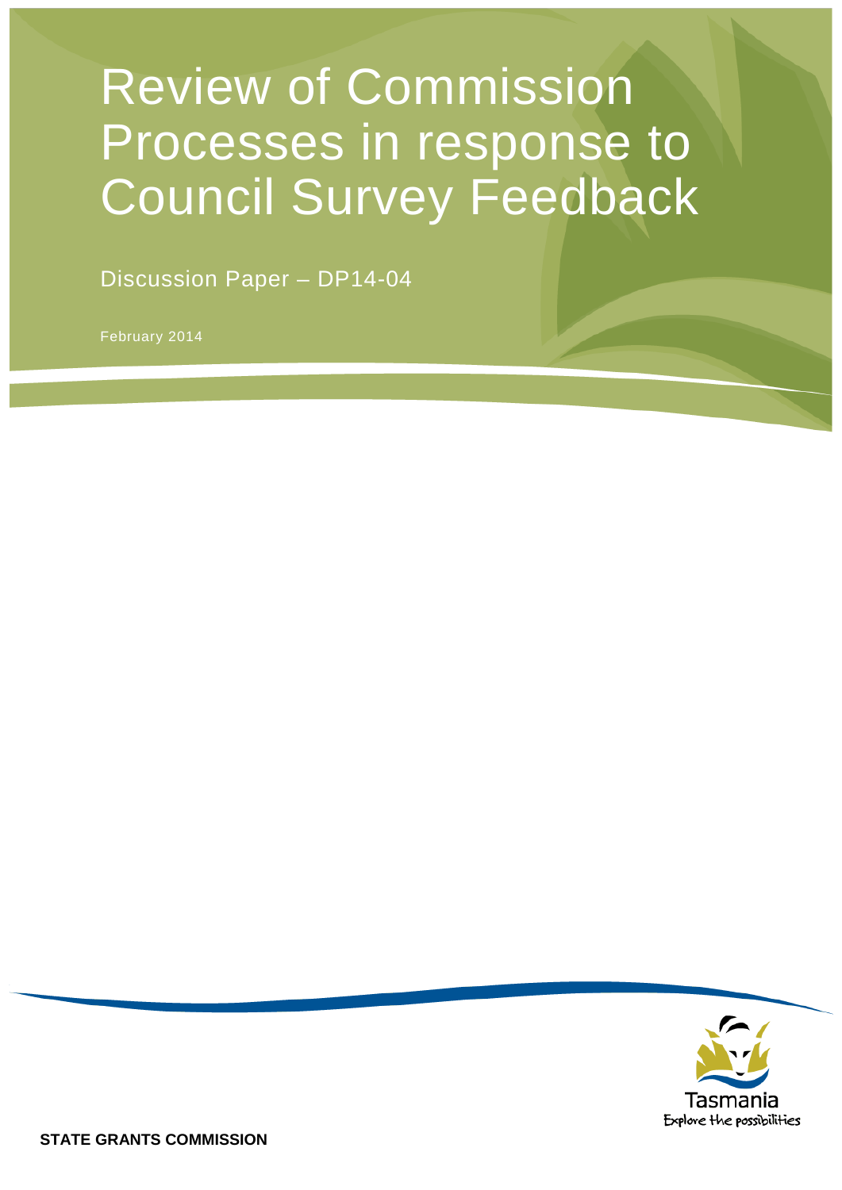# Review of Commission Processes in response to Council Survey Feedback

Discussion Paper – DP14-04

February 2014

Tasmania
Explore the possibilities

**STATE GRANTS COMMISSION**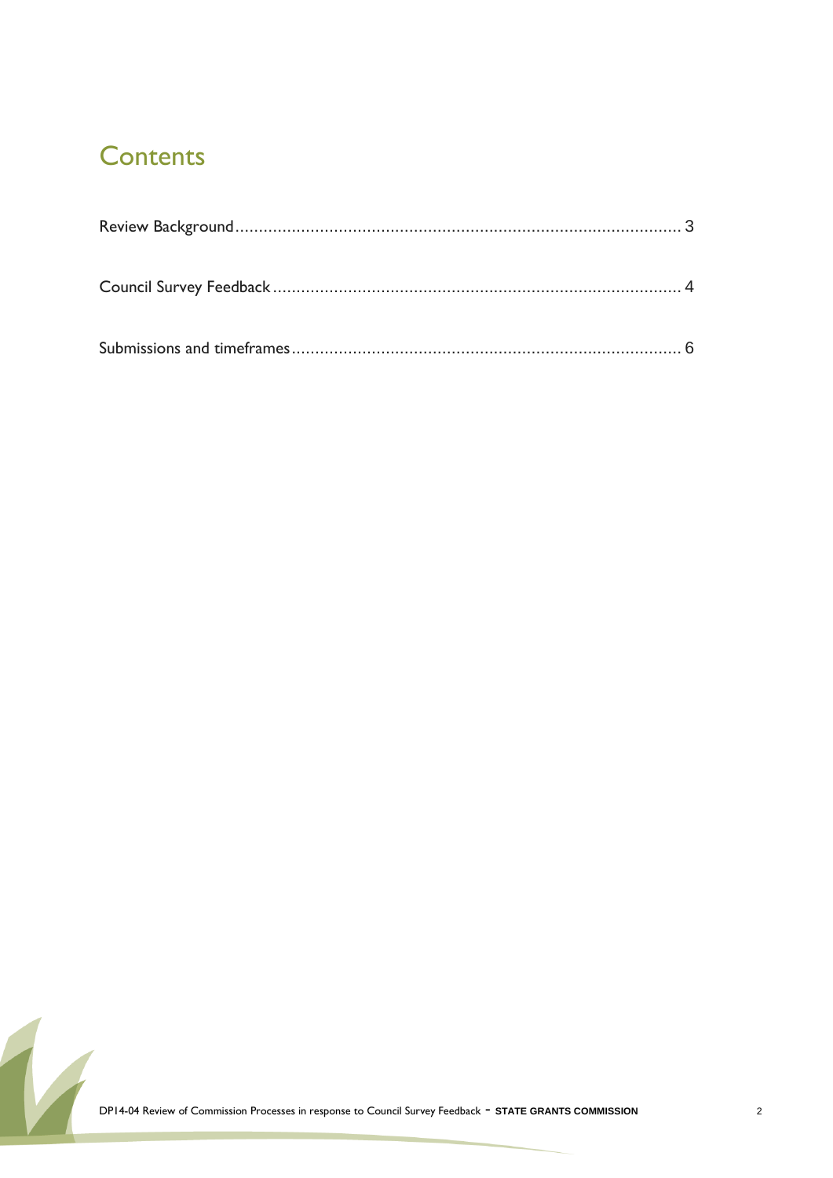# Contents

Review Background .......... 3

Council Survey Feedback .......... 4

Submissions and timeframes .......... 6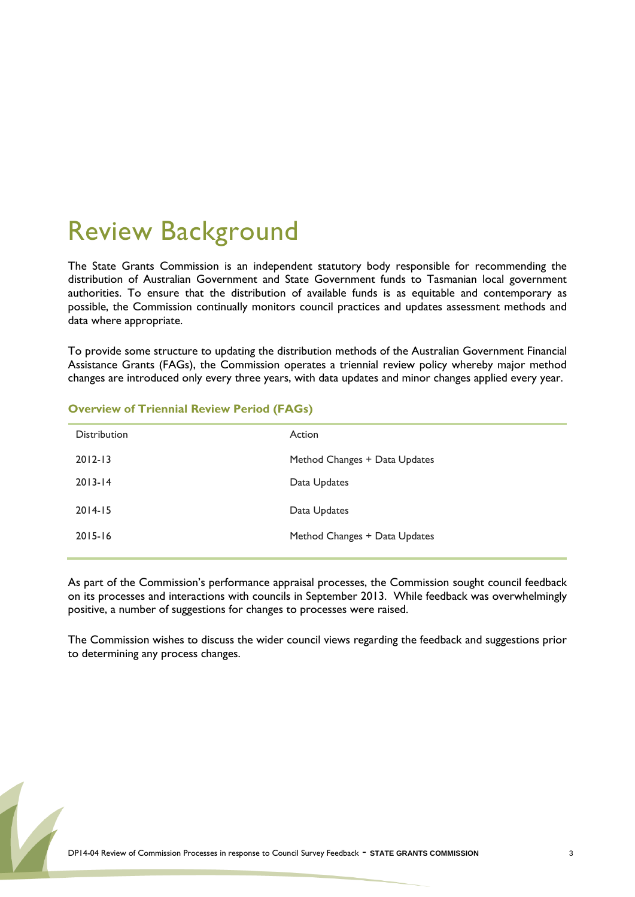# Review Background

The State Grants Commission is an independent statutory body responsible for recommending the distribution of Australian Government and State Government funds to Tasmanian local government authorities. To ensure that the distribution of available funds is as equitable and contemporary as possible, the Commission continually monitors council practices and updates assessment methods and data where appropriate.

To provide some structure to updating the distribution methods of the Australian Government Financial Assistance Grants (FAGs), the Commission operates a triennial review policy whereby major method changes are introduced only every three years, with data updates and minor changes applied every year.

**Overview of Triennial Review Period (FAGs)**

| Distribution | Action |
|---|---|
| 2012-13 | Method Changes + Data Updates |
| 2013-14 | Data Updates |
| 2014-15 | Data Updates |
| 2015-16 | Method Changes + Data Updates |

As part of the Commission's performance appraisal processes, the Commission sought council feedback on its processes and interactions with councils in September 2013. While feedback was overwhelmingly positive, a number of suggestions for changes to processes were raised.

The Commission wishes to discuss the wider council views regarding the feedback and suggestions prior to determining any process changes.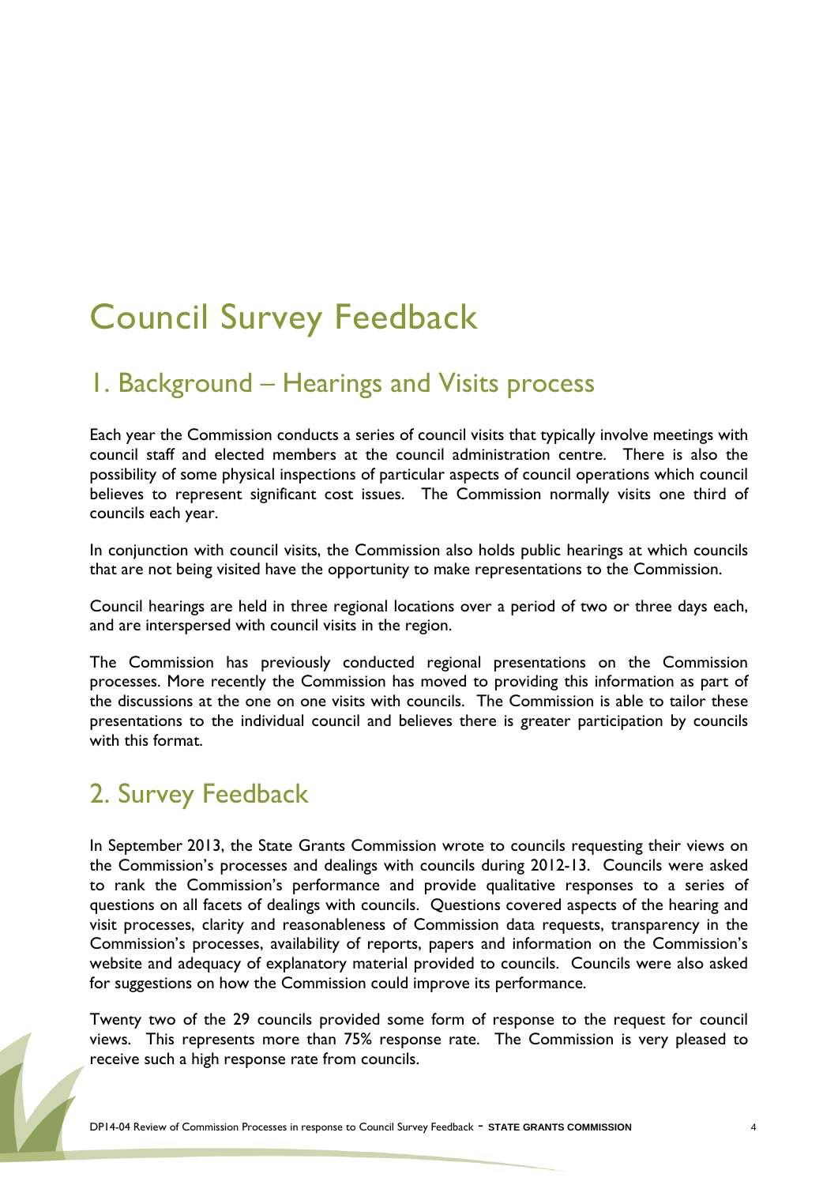# Council Survey Feedback

## 1. Background – Hearings and Visits process

Each year the Commission conducts a series of council visits that typically involve meetings with council staff and elected members at the council administration centre. There is also the possibility of some physical inspections of particular aspects of council operations which council believes to represent significant cost issues. The Commission normally visits one third of councils each year.

In conjunction with council visits, the Commission also holds public hearings at which councils that are not being visited have the opportunity to make representations to the Commission.

Council hearings are held in three regional locations over a period of two or three days each, and are interspersed with council visits in the region.

The Commission has previously conducted regional presentations on the Commission processes. More recently the Commission has moved to providing this information as part of the discussions at the one on one visits with councils. The Commission is able to tailor these presentations to the individual council and believes there is greater participation by councils with this format.

## 2. Survey Feedback

In September 2013, the State Grants Commission wrote to councils requesting their views on the Commission's processes and dealings with councils during 2012-13. Councils were asked to rank the Commission's performance and provide qualitative responses to a series of questions on all facets of dealings with councils. Questions covered aspects of the hearing and visit processes, clarity and reasonableness of Commission data requests, transparency in the Commission's processes, availability of reports, papers and information on the Commission's website and adequacy of explanatory material provided to councils. Councils were also asked for suggestions on how the Commission could improve its performance.

Twenty two of the 29 councils provided some form of response to the request for council views. This represents more than 75% response rate. The Commission is very pleased to receive such a high response rate from councils.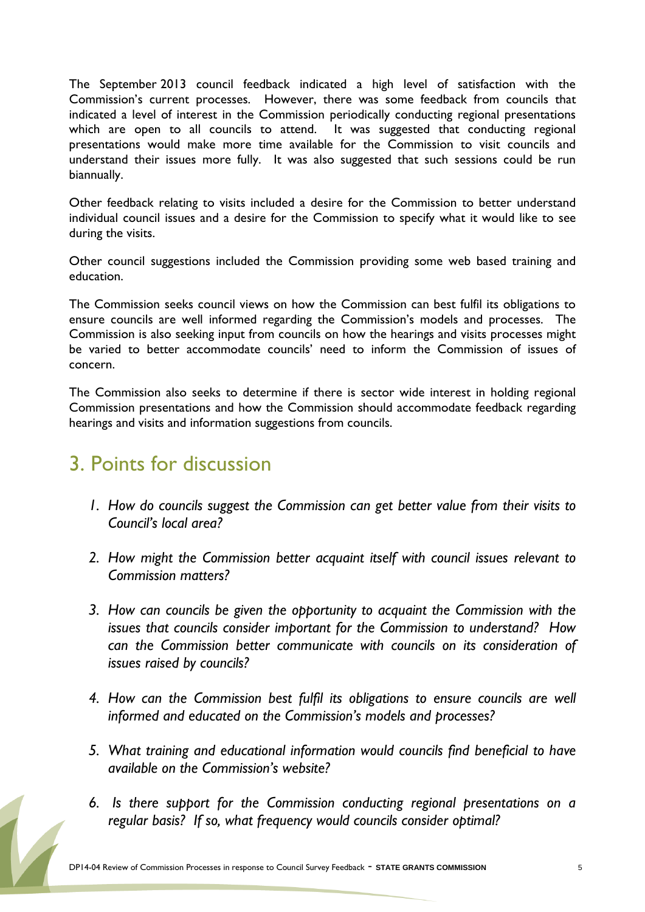The September 2013 council feedback indicated a high level of satisfaction with the Commission's current processes. However, there was some feedback from councils that indicated a level of interest in the Commission periodically conducting regional presentations which are open to all councils to attend. It was suggested that conducting regional presentations would make more time available for the Commission to visit councils and understand their issues more fully. It was also suggested that such sessions could be run biannually.

Other feedback relating to visits included a desire for the Commission to better understand individual council issues and a desire for the Commission to specify what it would like to see during the visits.

Other council suggestions included the Commission providing some web based training and education.

The Commission seeks council views on how the Commission can best fulfil its obligations to ensure councils are well informed regarding the Commission's models and processes. The Commission is also seeking input from councils on how the hearings and visits processes might be varied to better accommodate councils' need to inform the Commission of issues of concern.

The Commission also seeks to determine if there is sector wide interest in holding regional Commission presentations and how the Commission should accommodate feedback regarding hearings and visits and information suggestions from councils.

## 3. Points for discussion

1. *How do councils suggest the Commission can get better value from their visits to Council's local area?*

2. *How might the Commission better acquaint itself with council issues relevant to Commission matters?*

3. *How can councils be given the opportunity to acquaint the Commission with the issues that councils consider important for the Commission to understand? How can the Commission better communicate with councils on its consideration of issues raised by councils?*

4. *How can the Commission best fulfil its obligations to ensure councils are well informed and educated on the Commission's models and processes?*

5. *What training and educational information would councils find beneficial to have available on the Commission's website?*

6. *Is there support for the Commission conducting regional presentations on a regular basis? If so, what frequency would councils consider optimal?*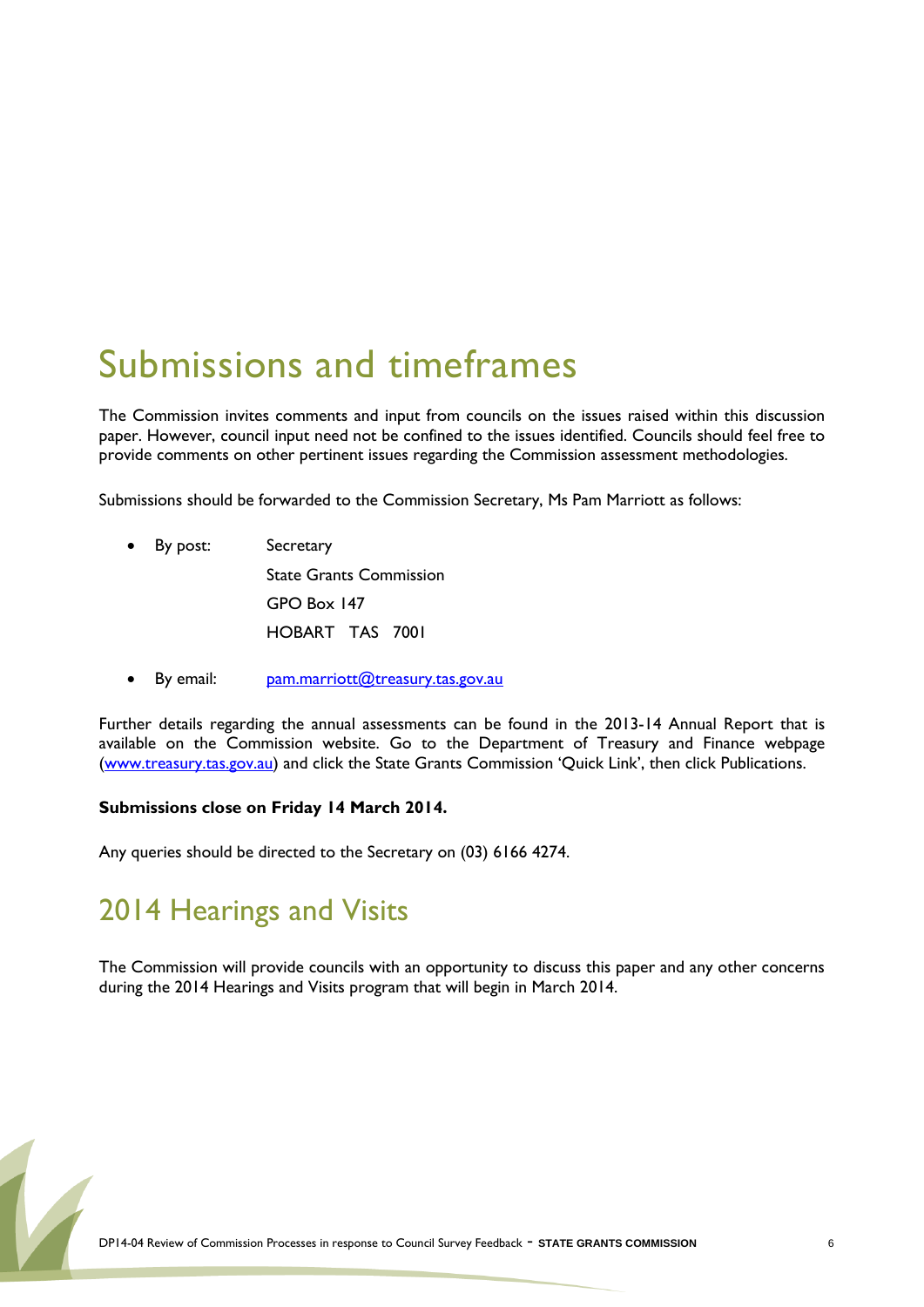# Submissions and timeframes

The Commission invites comments and input from councils on the issues raised within this discussion paper. However, council input need not be confined to the issues identified. Councils should feel free to provide comments on other pertinent issues regarding the Commission assessment methodologies.

Submissions should be forwarded to the Commission Secretary, Ms Pam Marriott as follows:

- By post: Secretary
  State Grants Commission
  GPO Box 147
  HOBART TAS 7001

- By email: pam.marriott@treasury.tas.gov.au

Further details regarding the annual assessments can be found in the 2013-14 Annual Report that is available on the Commission website. Go to the Department of Treasury and Finance webpage (www.treasury.tas.gov.au) and click the State Grants Commission 'Quick Link', then click Publications.

**Submissions close on Friday 14 March 2014.**

Any queries should be directed to the Secretary on (03) 6166 4274.

## 2014 Hearings and Visits

The Commission will provide councils with an opportunity to discuss this paper and any other concerns during the 2014 Hearings and Visits program that will begin in March 2014.